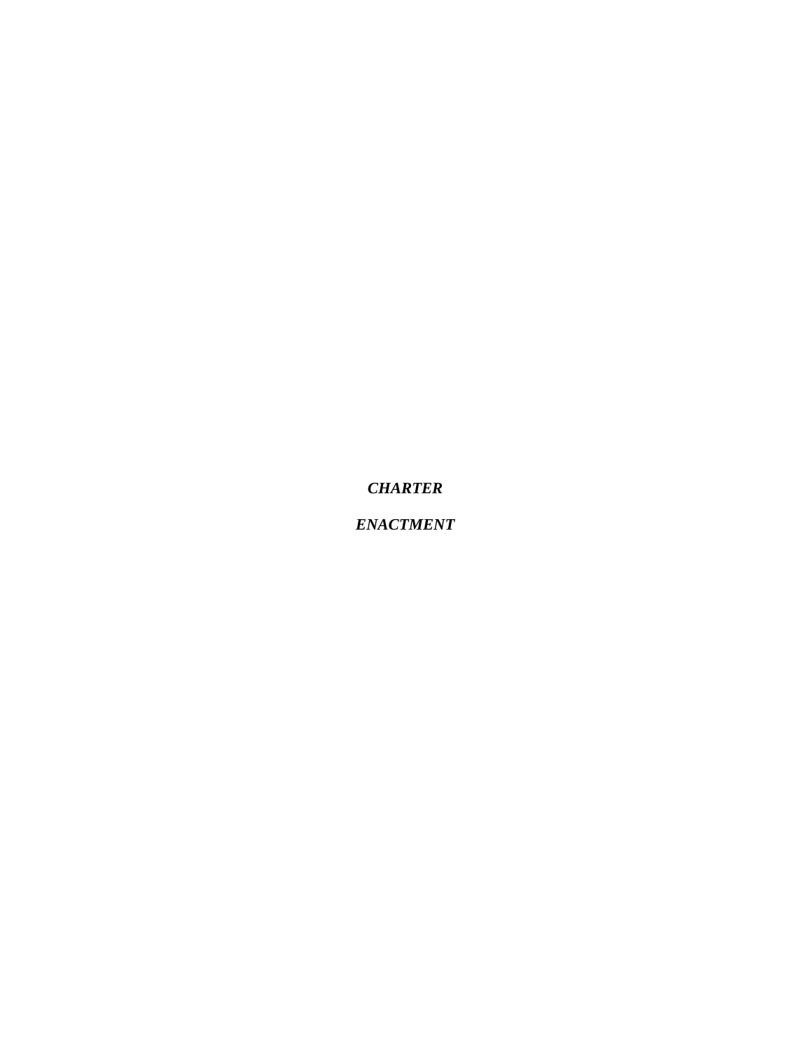***CHARTER***

***ENACTMENT***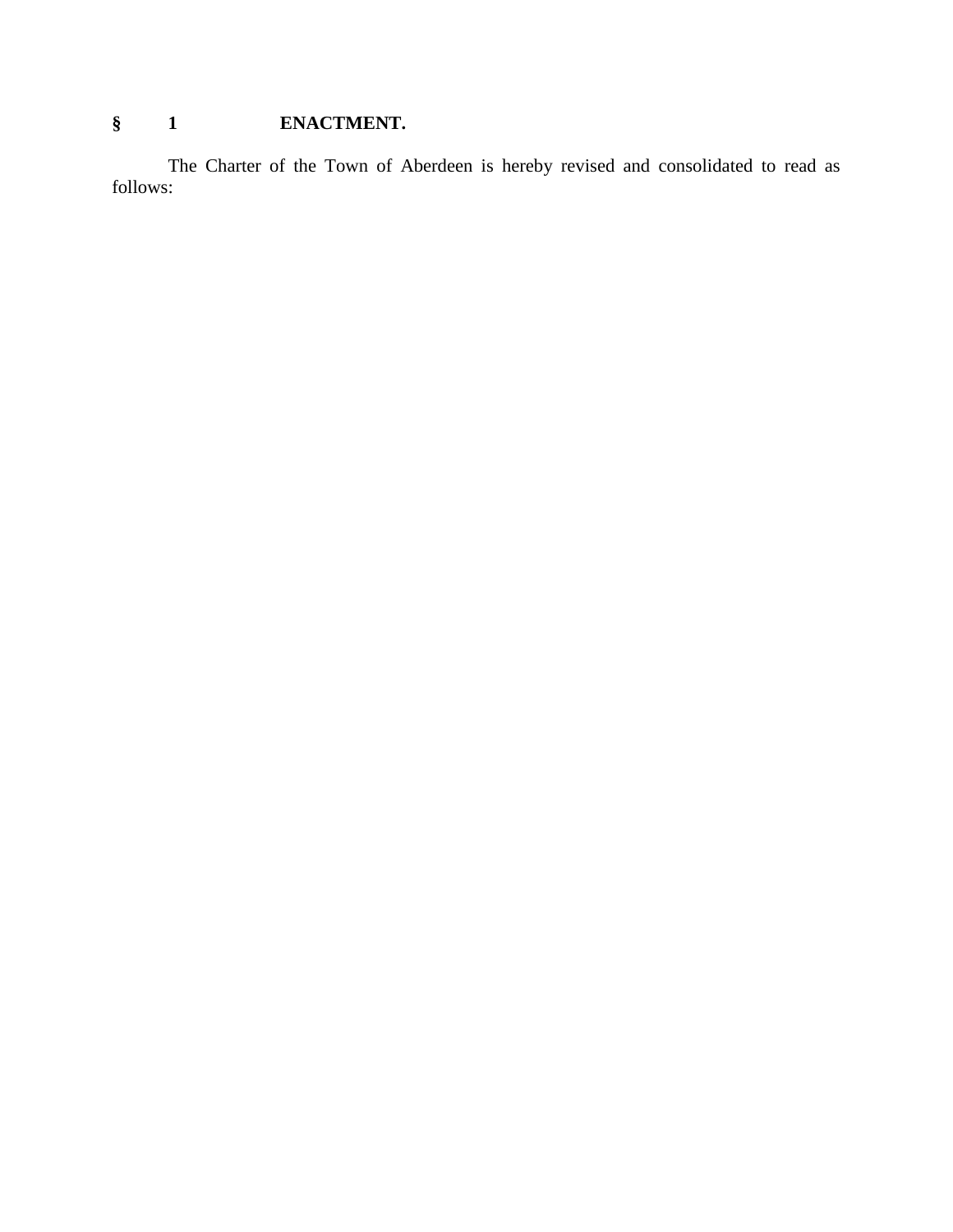## § 1 ENACTMENT.

The Charter of the Town of Aberdeen is hereby revised and consolidated to read as follows: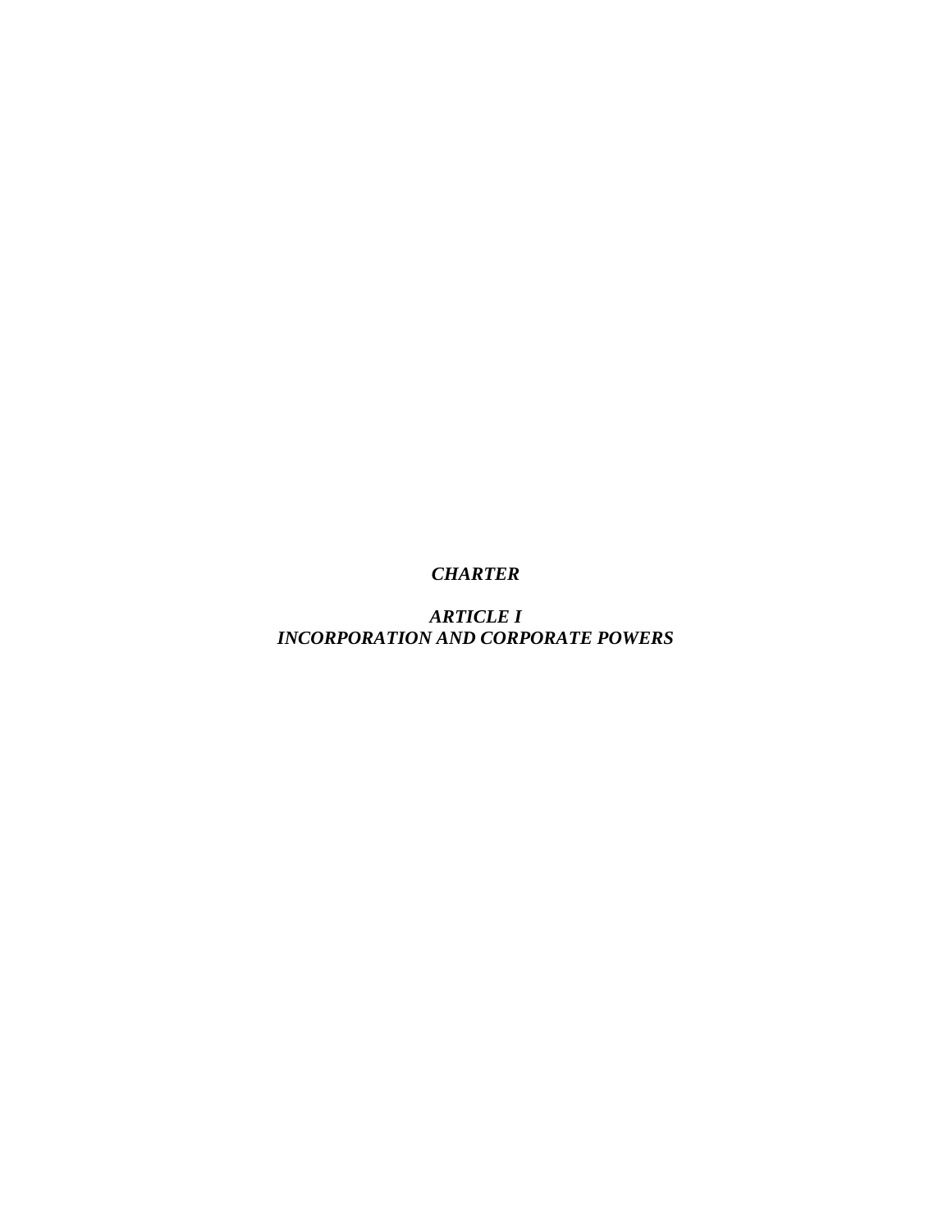# *CHARTER*

## *ARTICLE I*
## *INCORPORATION AND CORPORATE POWERS*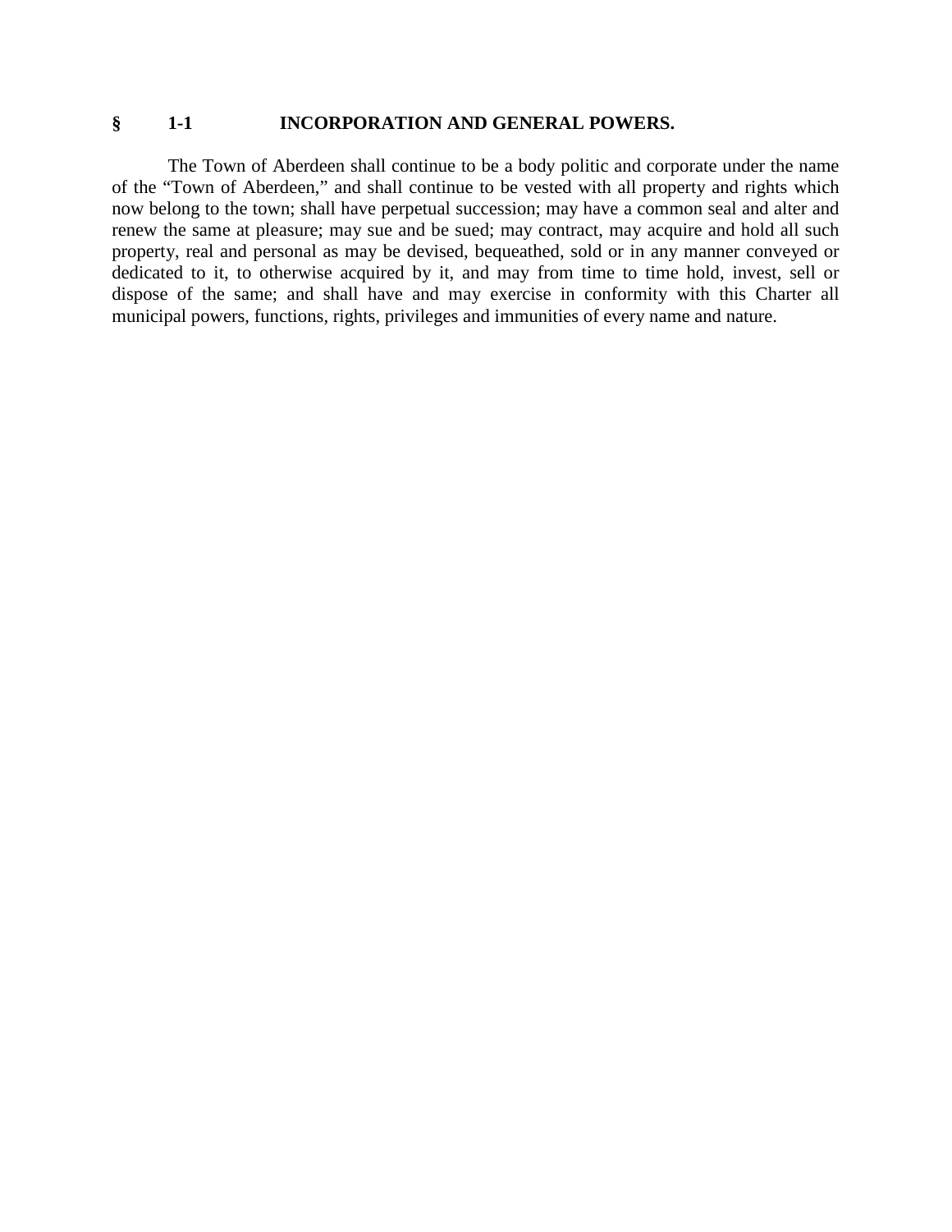## § 1-1 INCORPORATION AND GENERAL POWERS.

The Town of Aberdeen shall continue to be a body politic and corporate under the name of the "Town of Aberdeen," and shall continue to be vested with all property and rights which now belong to the town; shall have perpetual succession; may have a common seal and alter and renew the same at pleasure; may sue and be sued; may contract, may acquire and hold all such property, real and personal as may be devised, bequeathed, sold or in any manner conveyed or dedicated to it, to otherwise acquired by it, and may from time to time hold, invest, sell or dispose of the same; and shall have and may exercise in conformity with this Charter all municipal powers, functions, rights, privileges and immunities of every name and nature.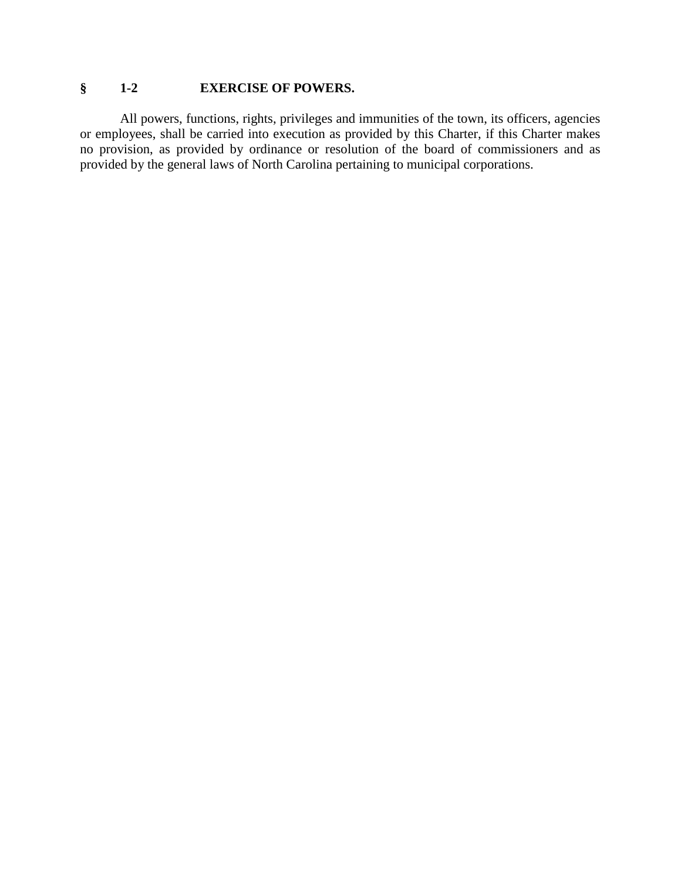## § 1-2 EXERCISE OF POWERS.

All powers, functions, rights, privileges and immunities of the town, its officers, agencies or employees, shall be carried into execution as provided by this Charter, if this Charter makes no provision, as provided by ordinance or resolution of the board of commissioners and as provided by the general laws of North Carolina pertaining to municipal corporations.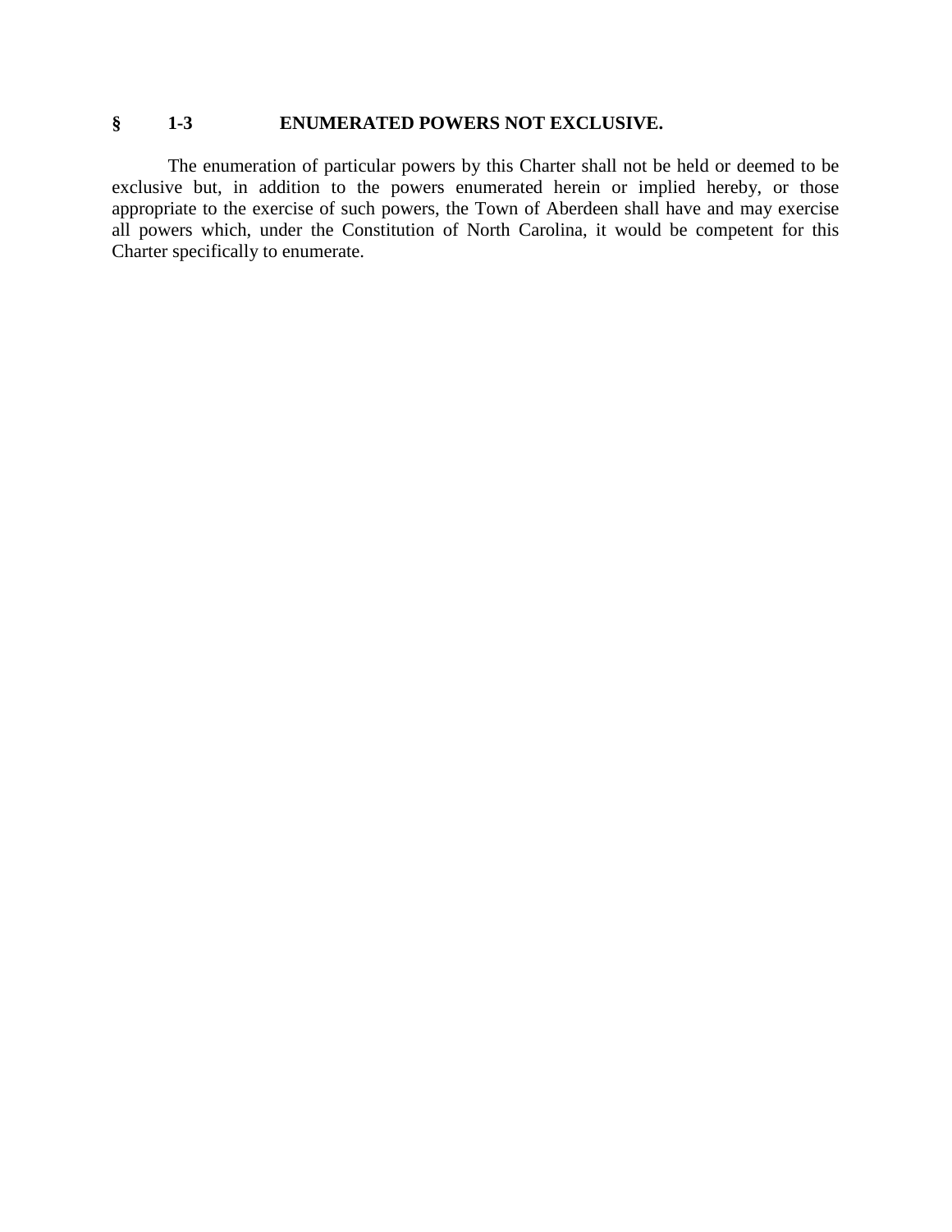## § 1-3 ENUMERATED POWERS NOT EXCLUSIVE.

The enumeration of particular powers by this Charter shall not be held or deemed to be exclusive but, in addition to the powers enumerated herein or implied hereby, or those appropriate to the exercise of such powers, the Town of Aberdeen shall have and may exercise all powers which, under the Constitution of North Carolina, it would be competent for this Charter specifically to enumerate.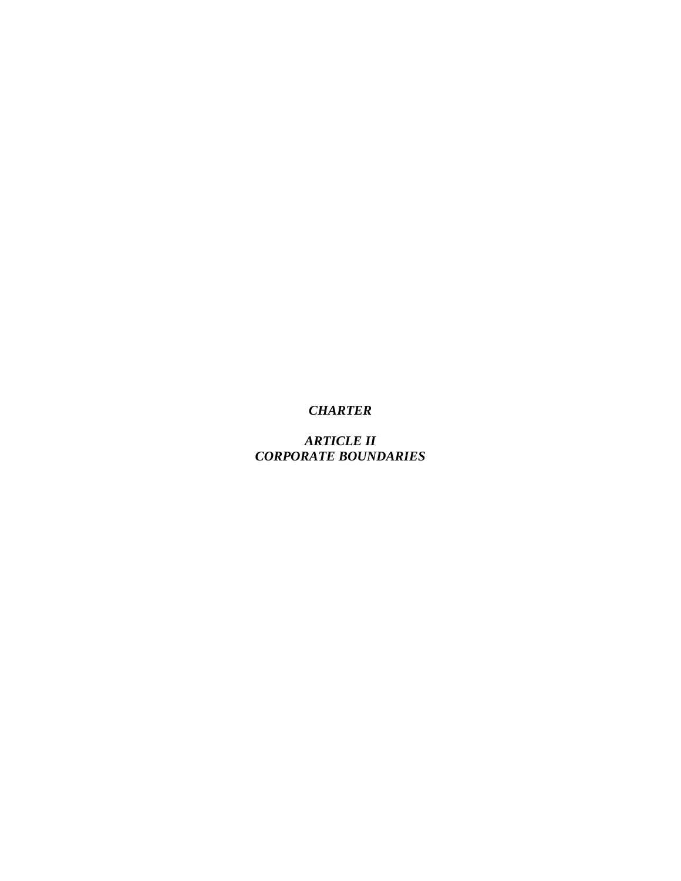# *CHARTER*

## *ARTICLE II*
## *CORPORATE BOUNDARIES*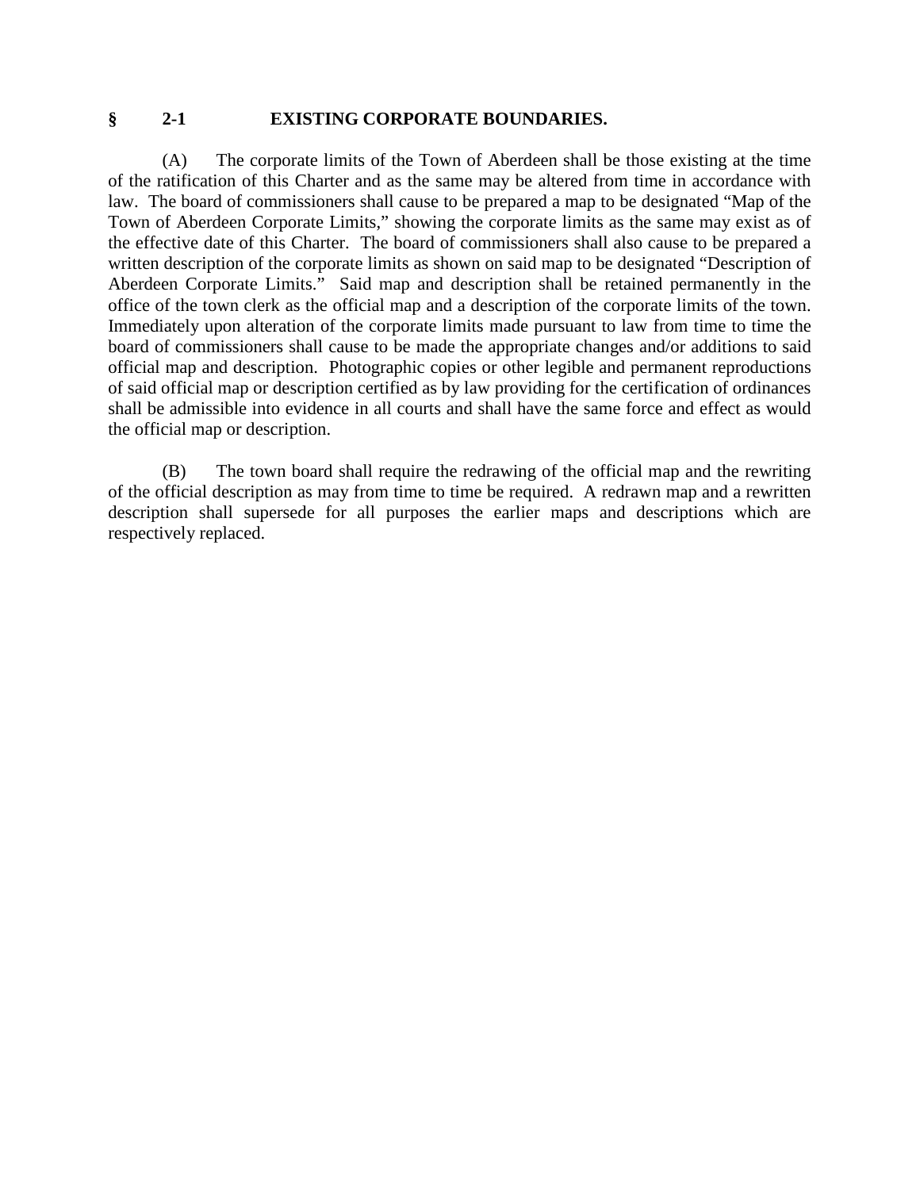## § 2-1 EXISTING CORPORATE BOUNDARIES.

(A) The corporate limits of the Town of Aberdeen shall be those existing at the time of the ratification of this Charter and as the same may be altered from time in accordance with law. The board of commissioners shall cause to be prepared a map to be designated "Map of the Town of Aberdeen Corporate Limits," showing the corporate limits as the same may exist as of the effective date of this Charter. The board of commissioners shall also cause to be prepared a written description of the corporate limits as shown on said map to be designated "Description of Aberdeen Corporate Limits." Said map and description shall be retained permanently in the office of the town clerk as the official map and a description of the corporate limits of the town. Immediately upon alteration of the corporate limits made pursuant to law from time to time the board of commissioners shall cause to be made the appropriate changes and/or additions to said official map and description. Photographic copies or other legible and permanent reproductions of said official map or description certified as by law providing for the certification of ordinances shall be admissible into evidence in all courts and shall have the same force and effect as would the official map or description.

(B) The town board shall require the redrawing of the official map and the rewriting of the official description as may from time to time be required. A redrawn map and a rewritten description shall supersede for all purposes the earlier maps and descriptions which are respectively replaced.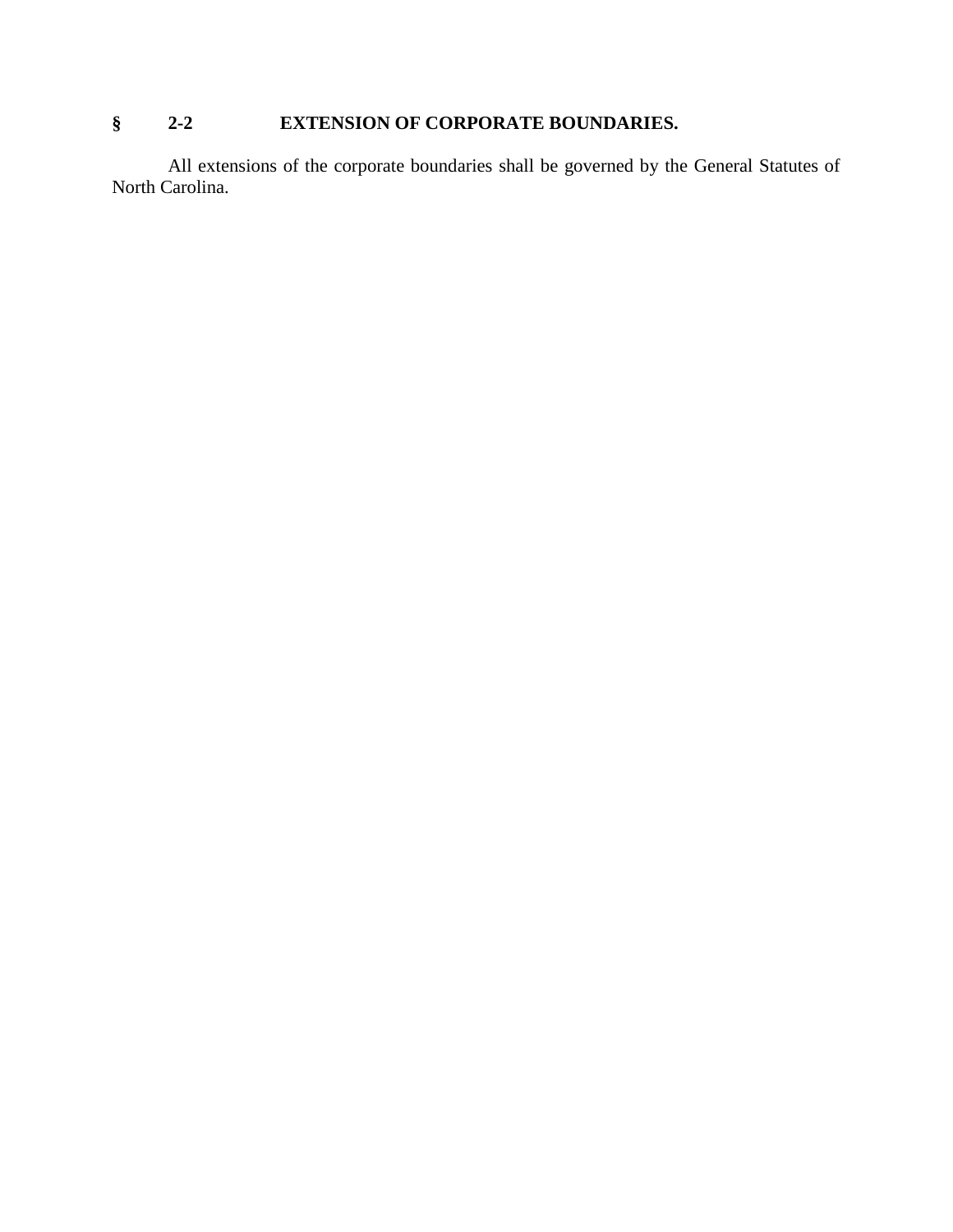## § 2-2 EXTENSION OF CORPORATE BOUNDARIES.

All extensions of the corporate boundaries shall be governed by the General Statutes of North Carolina.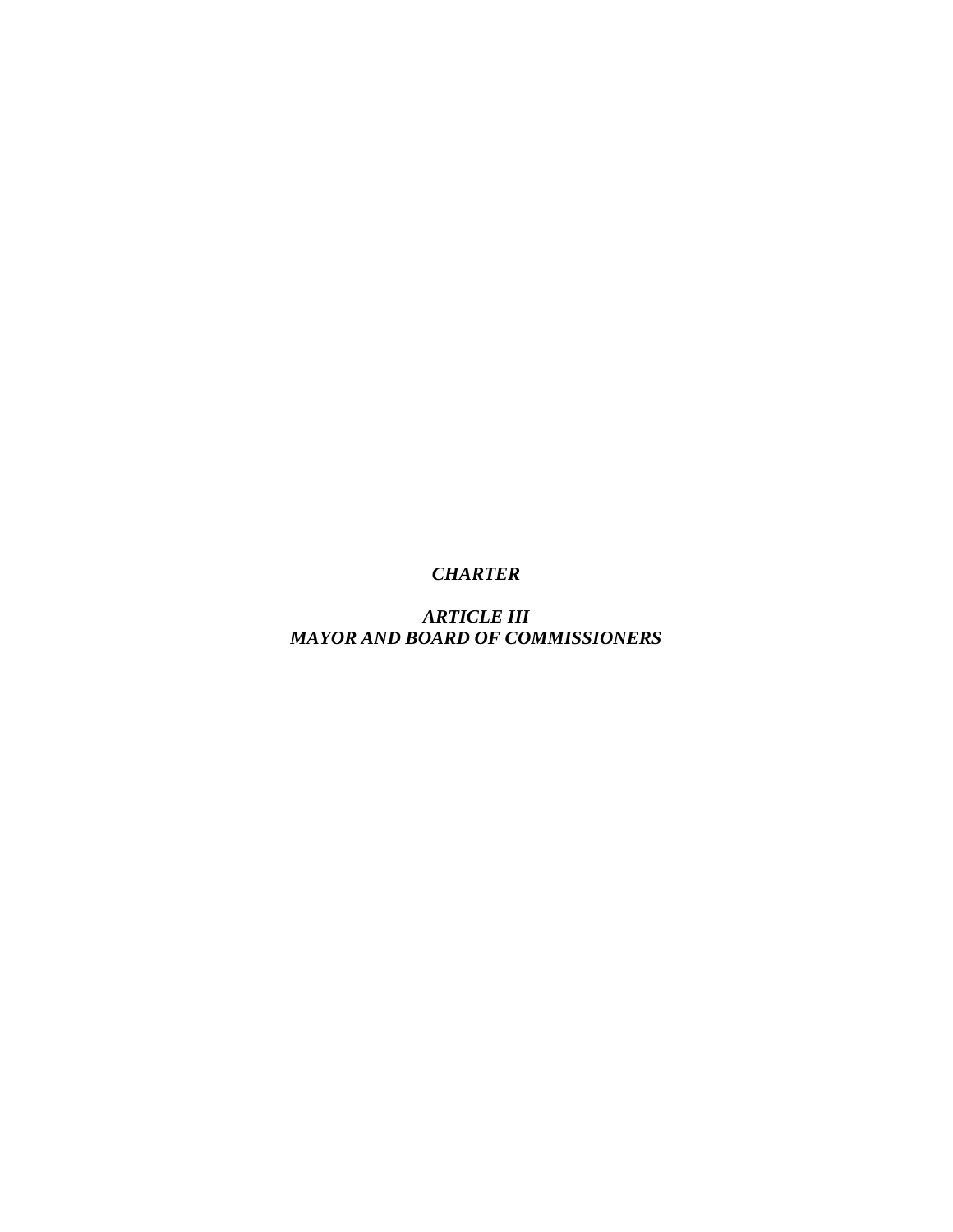# *CHARTER*

## *ARTICLE III*
## *MAYOR AND BOARD OF COMMISSIONERS*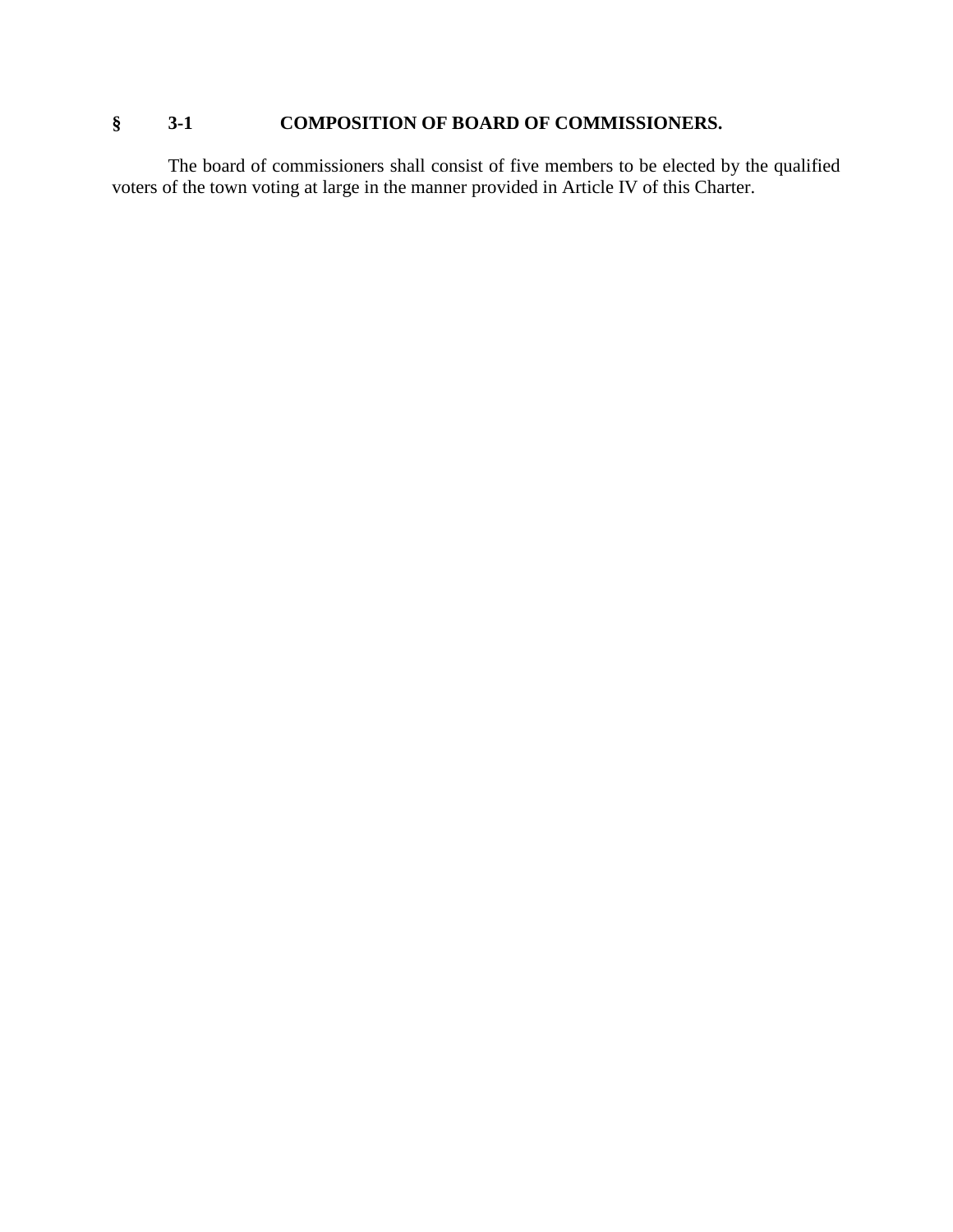## § 3-1 COMPOSITION OF BOARD OF COMMISSIONERS.

The board of commissioners shall consist of five members to be elected by the qualified voters of the town voting at large in the manner provided in Article IV of this Charter.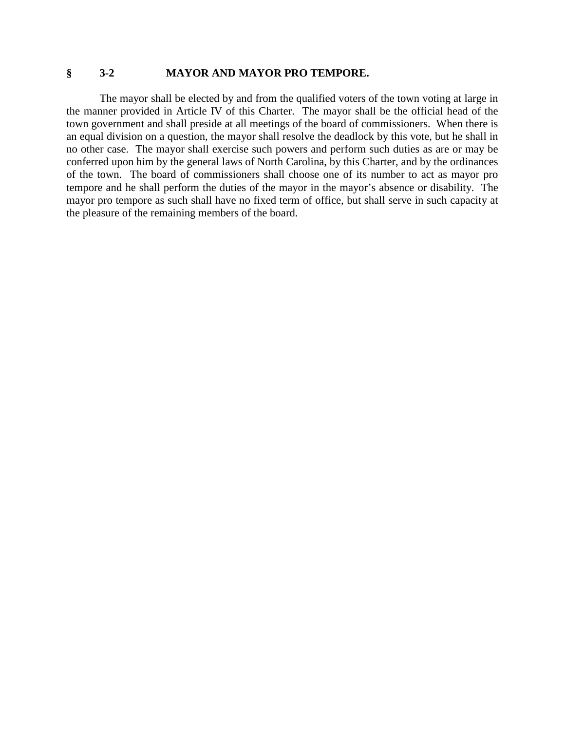### § 3-2 MAYOR AND MAYOR PRO TEMPORE.

The mayor shall be elected by and from the qualified voters of the town voting at large in the manner provided in Article IV of this Charter. The mayor shall be the official head of the town government and shall preside at all meetings of the board of commissioners. When there is an equal division on a question, the mayor shall resolve the deadlock by this vote, but he shall in no other case. The mayor shall exercise such powers and perform such duties as are or may be conferred upon him by the general laws of North Carolina, by this Charter, and by the ordinances of the town. The board of commissioners shall choose one of its number to act as mayor pro tempore and he shall perform the duties of the mayor in the mayor's absence or disability. The mayor pro tempore as such shall have no fixed term of office, but shall serve in such capacity at the pleasure of the remaining members of the board.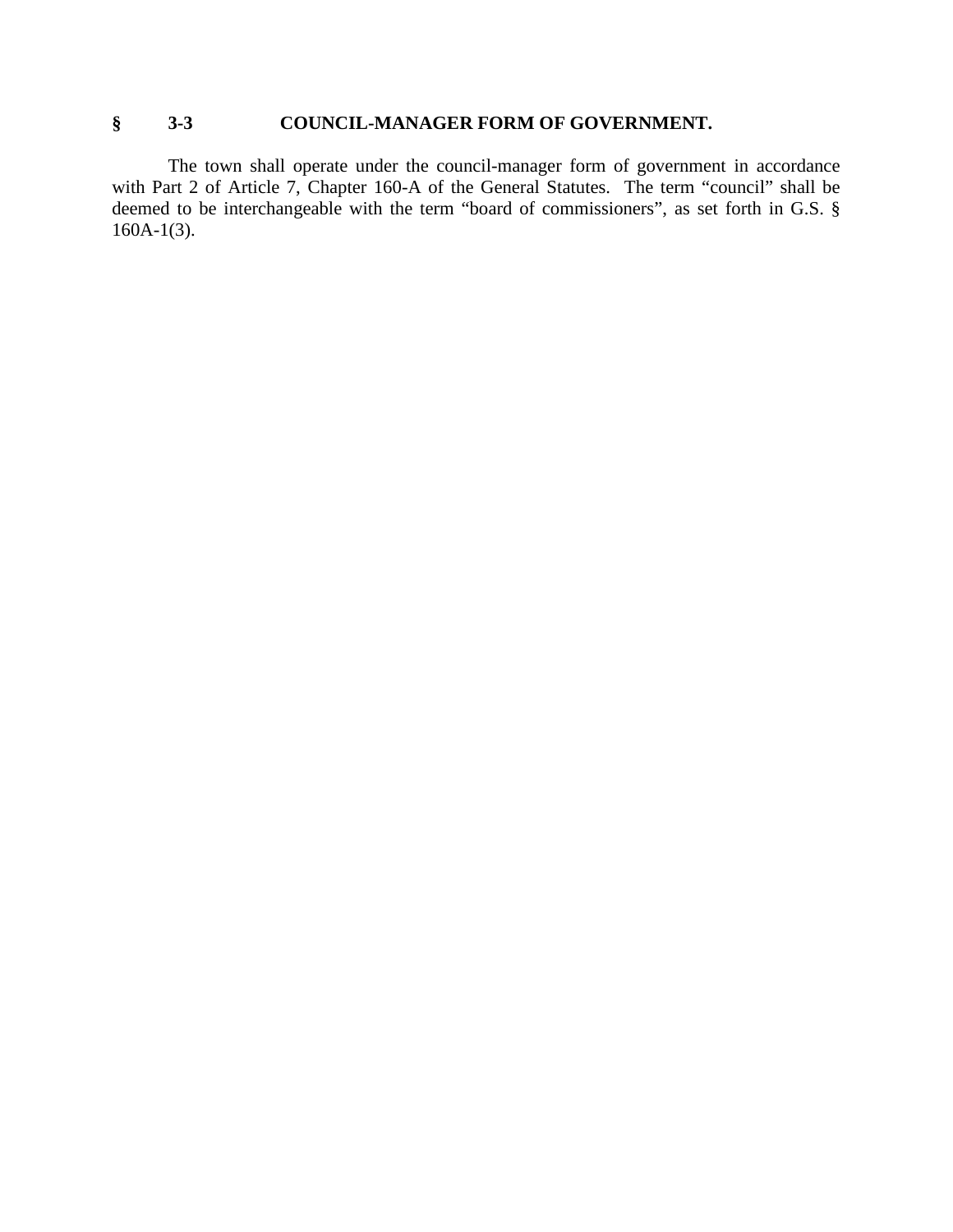## § 3-3 COUNCIL-MANAGER FORM OF GOVERNMENT.

The town shall operate under the council-manager form of government in accordance with Part 2 of Article 7, Chapter 160-A of the General Statutes. The term "council" shall be deemed to be interchangeable with the term "board of commissioners", as set forth in G.S. § 160A-1(3).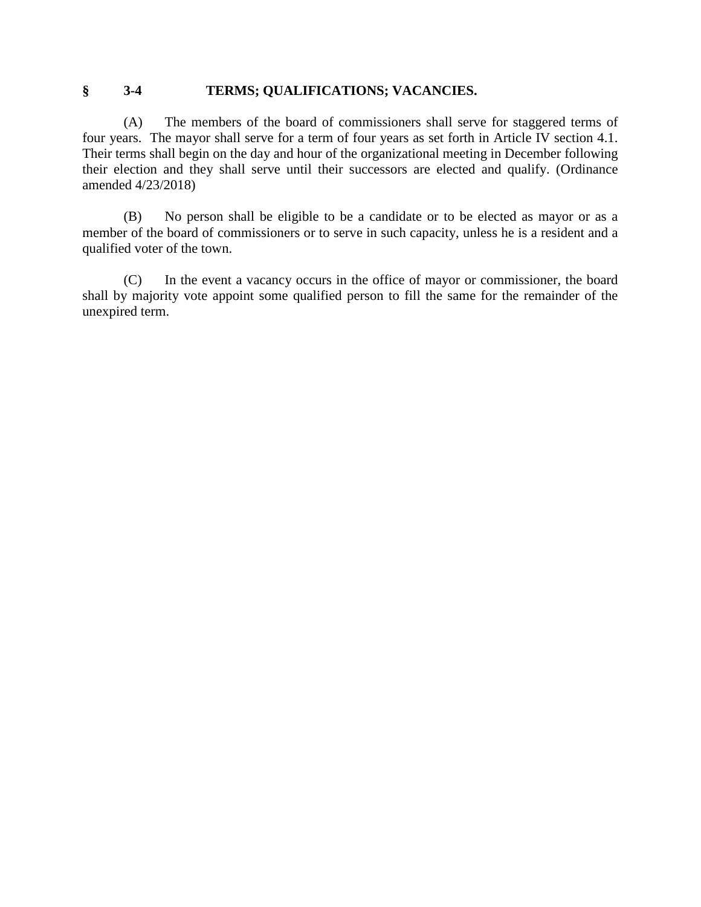## § 3-4 TERMS; QUALIFICATIONS; VACANCIES.

(A) The members of the board of commissioners shall serve for staggered terms of four years. The mayor shall serve for a term of four years as set forth in Article IV section 4.1. Their terms shall begin on the day and hour of the organizational meeting in December following their election and they shall serve until their successors are elected and qualify. (Ordinance amended 4/23/2018)

(B) No person shall be eligible to be a candidate or to be elected as mayor or as a member of the board of commissioners or to serve in such capacity, unless he is a resident and a qualified voter of the town.

(C) In the event a vacancy occurs in the office of mayor or commissioner, the board shall by majority vote appoint some qualified person to fill the same for the remainder of the unexpired term.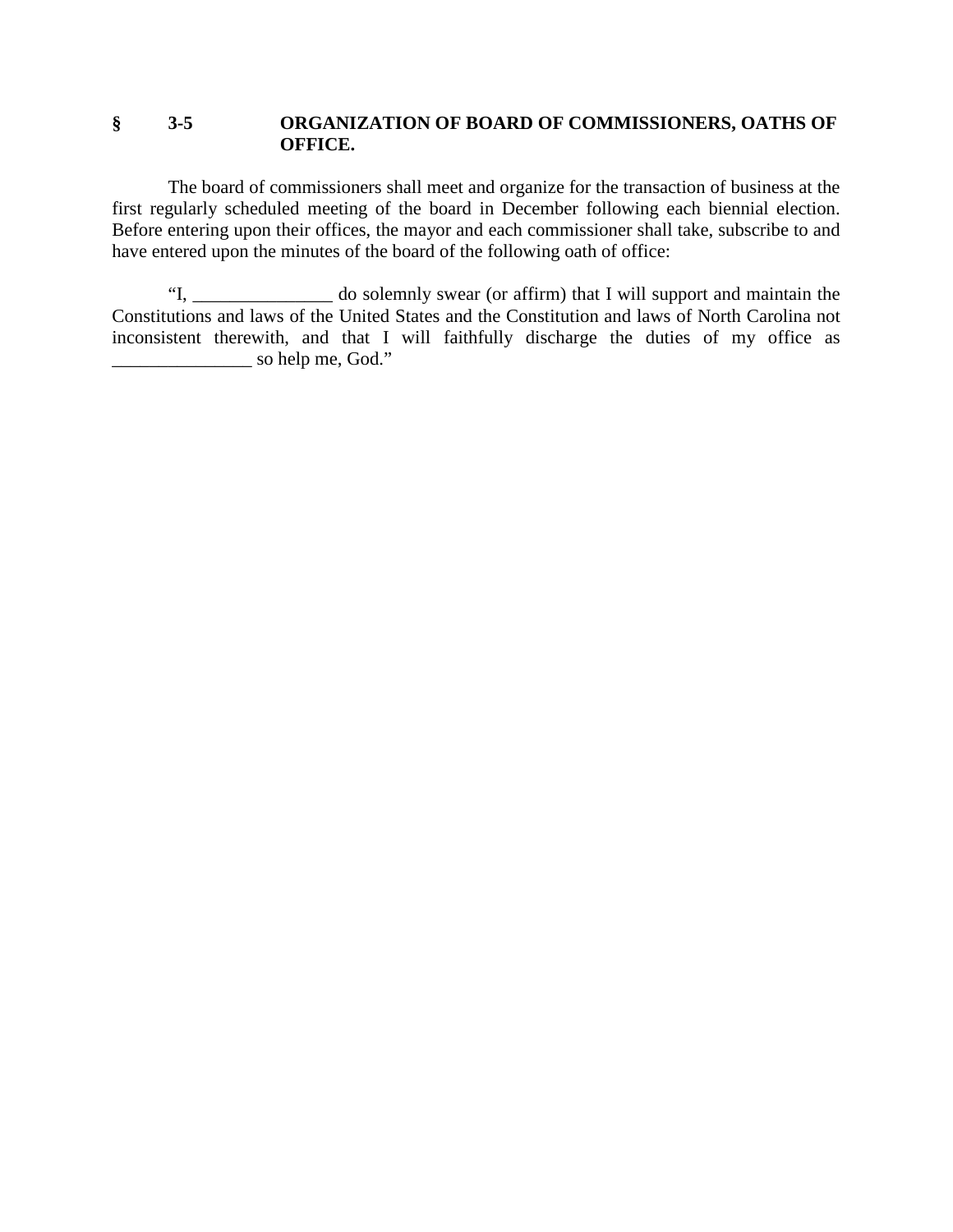## § 3-5 ORGANIZATION OF BOARD OF COMMISSIONERS, OATHS OF OFFICE.

The board of commissioners shall meet and organize for the transaction of business at the first regularly scheduled meeting of the board in December following each biennial election. Before entering upon their offices, the mayor and each commissioner shall take, subscribe to and have entered upon the minutes of the board of the following oath of office:

"I, _______________ do solemnly swear (or affirm) that I will support and maintain the Constitutions and laws of the United States and the Constitution and laws of North Carolina not inconsistent therewith, and that I will faithfully discharge the duties of my office as _______________ so help me, God."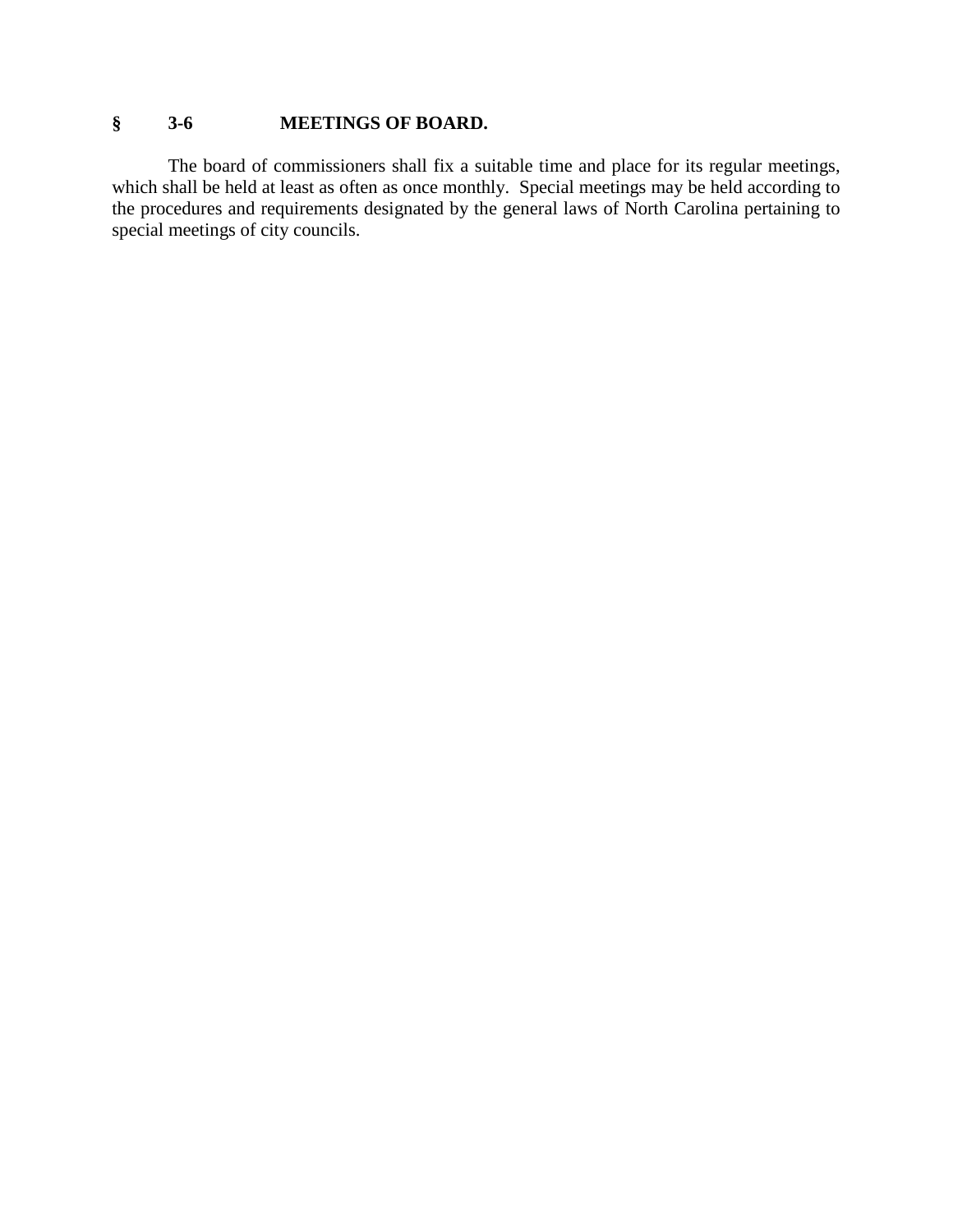## § 3-6 MEETINGS OF BOARD.

The board of commissioners shall fix a suitable time and place for its regular meetings, which shall be held at least as often as once monthly. Special meetings may be held according to the procedures and requirements designated by the general laws of North Carolina pertaining to special meetings of city councils.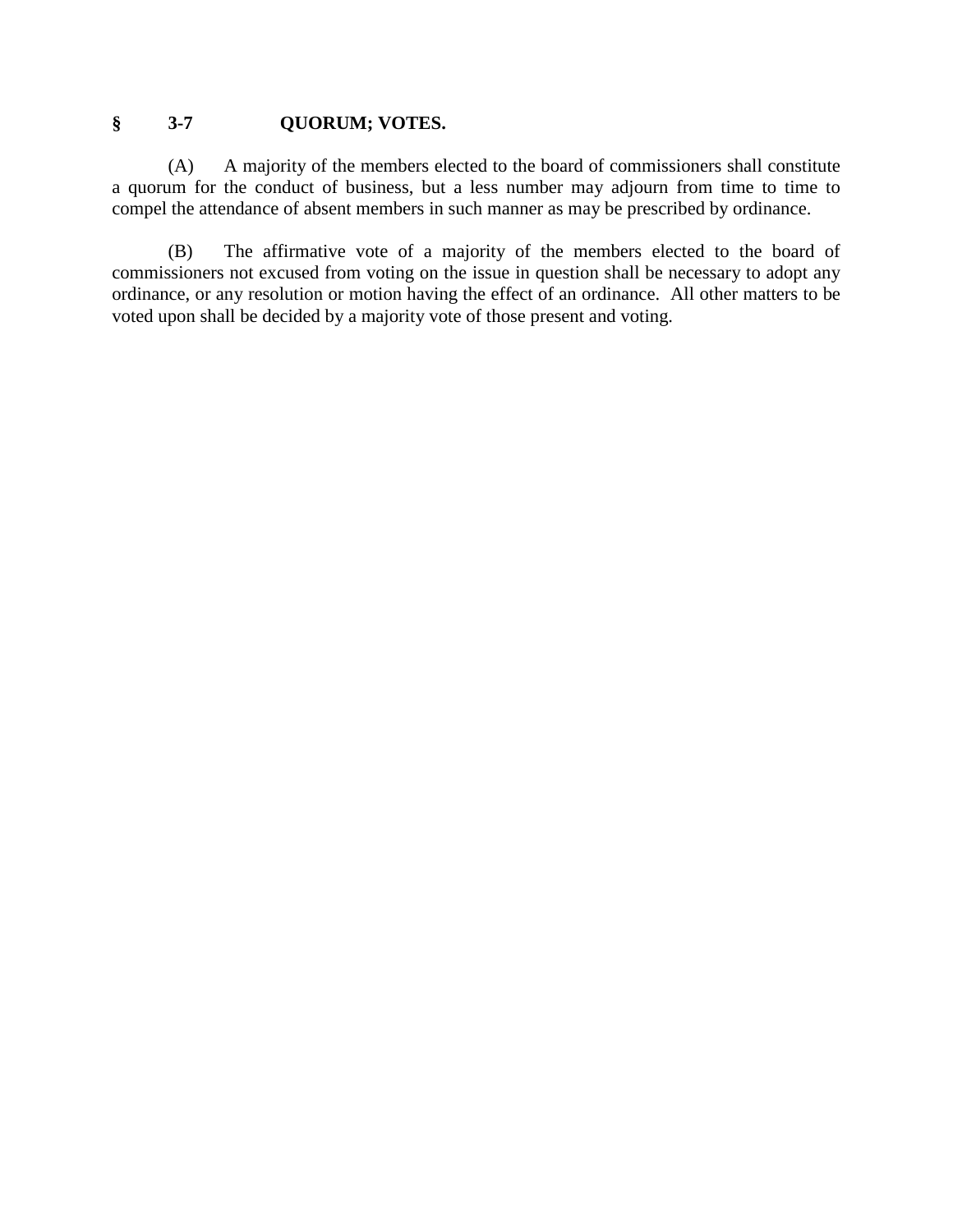## § 3-7 QUORUM; VOTES.

(A) A majority of the members elected to the board of commissioners shall constitute a quorum for the conduct of business, but a less number may adjourn from time to time to compel the attendance of absent members in such manner as may be prescribed by ordinance.

(B) The affirmative vote of a majority of the members elected to the board of commissioners not excused from voting on the issue in question shall be necessary to adopt any ordinance, or any resolution or motion having the effect of an ordinance. All other matters to be voted upon shall be decided by a majority vote of those present and voting.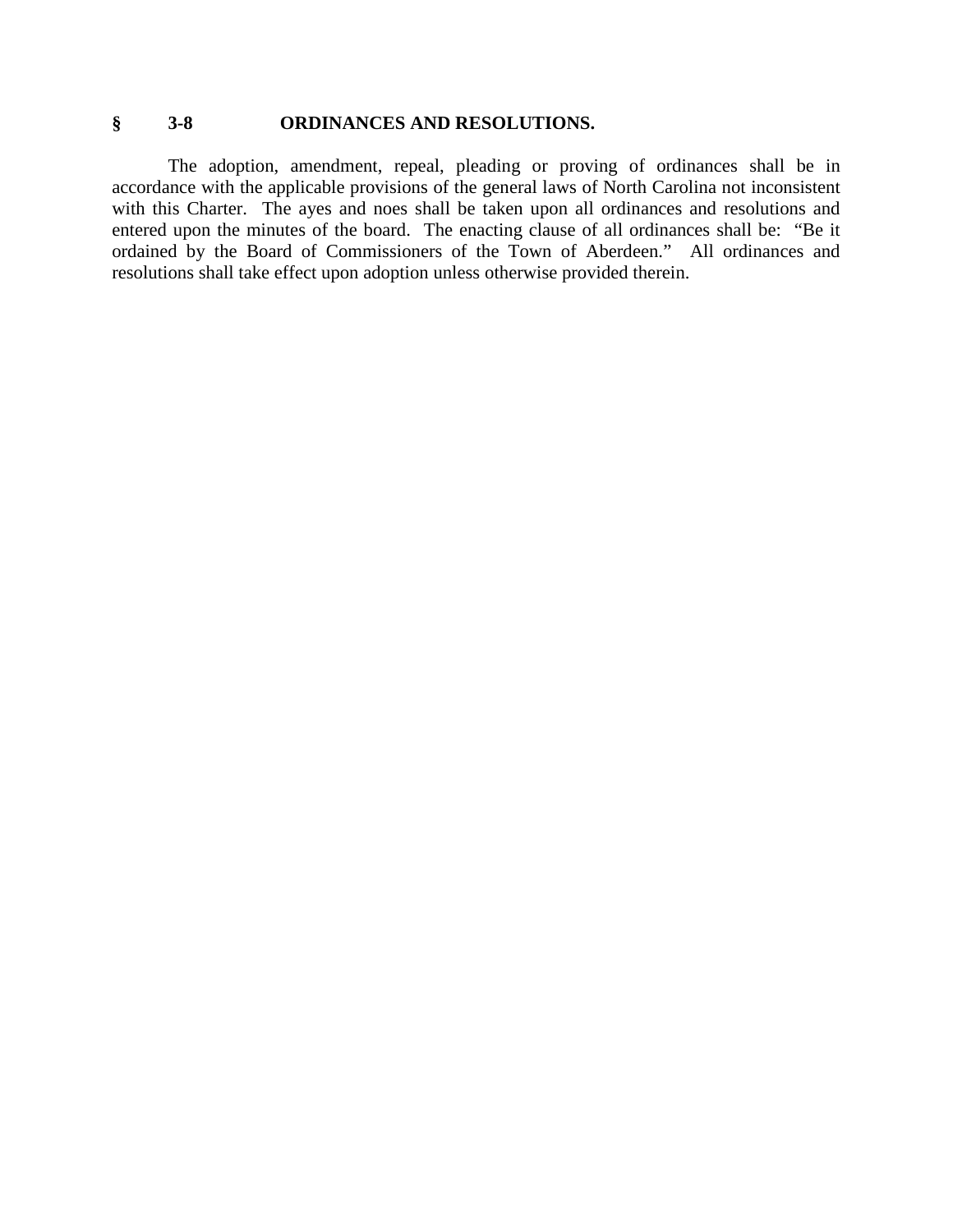## § 3-8 ORDINANCES AND RESOLUTIONS.

The adoption, amendment, repeal, pleading or proving of ordinances shall be in accordance with the applicable provisions of the general laws of North Carolina not inconsistent with this Charter. The ayes and noes shall be taken upon all ordinances and resolutions and entered upon the minutes of the board. The enacting clause of all ordinances shall be: "Be it ordained by the Board of Commissioners of the Town of Aberdeen." All ordinances and resolutions shall take effect upon adoption unless otherwise provided therein.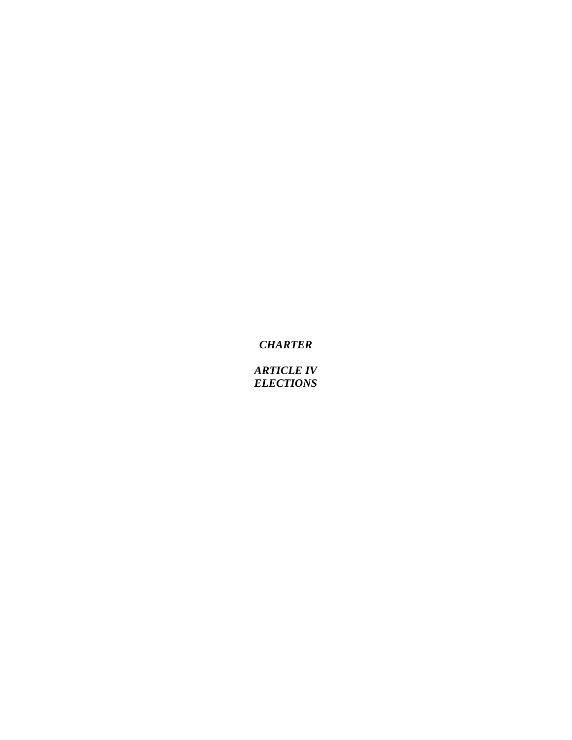***CHARTER***

***ARTICLE IV***
***ELECTIONS***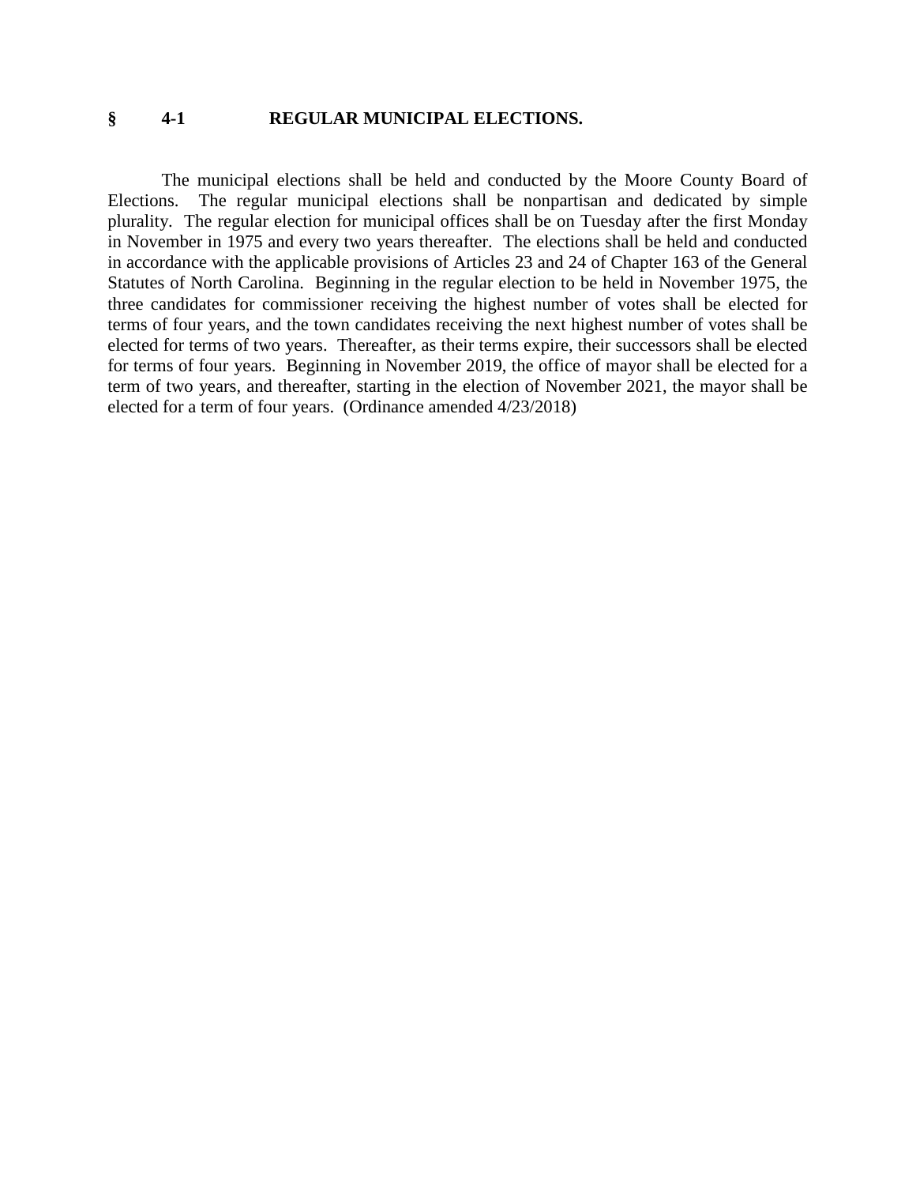## § 4-1 REGULAR MUNICIPAL ELECTIONS.

The municipal elections shall be held and conducted by the Moore County Board of Elections. The regular municipal elections shall be nonpartisan and dedicated by simple plurality. The regular election for municipal offices shall be on Tuesday after the first Monday in November in 1975 and every two years thereafter. The elections shall be held and conducted in accordance with the applicable provisions of Articles 23 and 24 of Chapter 163 of the General Statutes of North Carolina. Beginning in the regular election to be held in November 1975, the three candidates for commissioner receiving the highest number of votes shall be elected for terms of four years, and the town candidates receiving the next highest number of votes shall be elected for terms of two years. Thereafter, as their terms expire, their successors shall be elected for terms of four years. Beginning in November 2019, the office of mayor shall be elected for a term of two years, and thereafter, starting in the election of November 2021, the mayor shall be elected for a term of four years. (Ordinance amended 4/23/2018)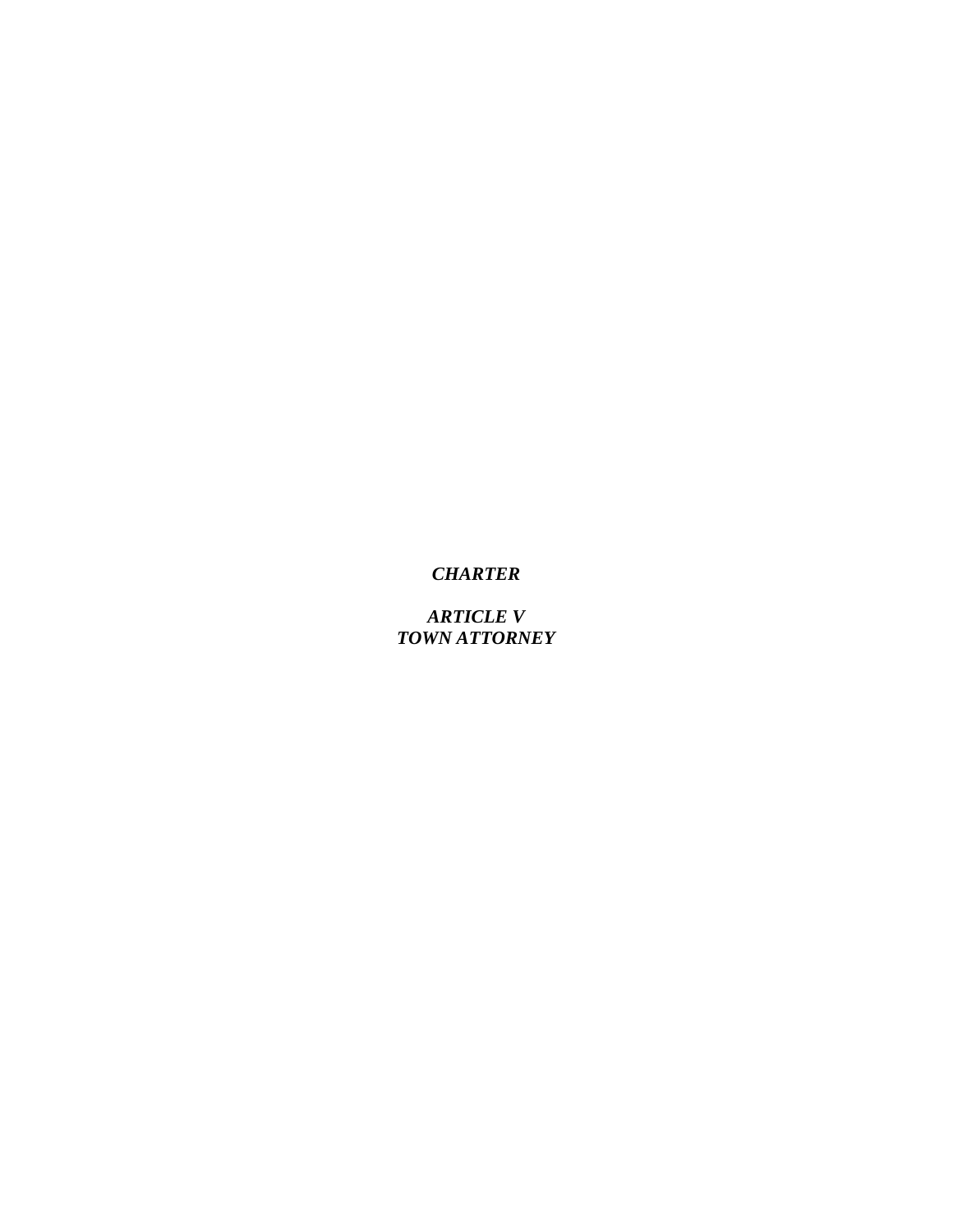***CHARTER***

***ARTICLE V***
***TOWN ATTORNEY***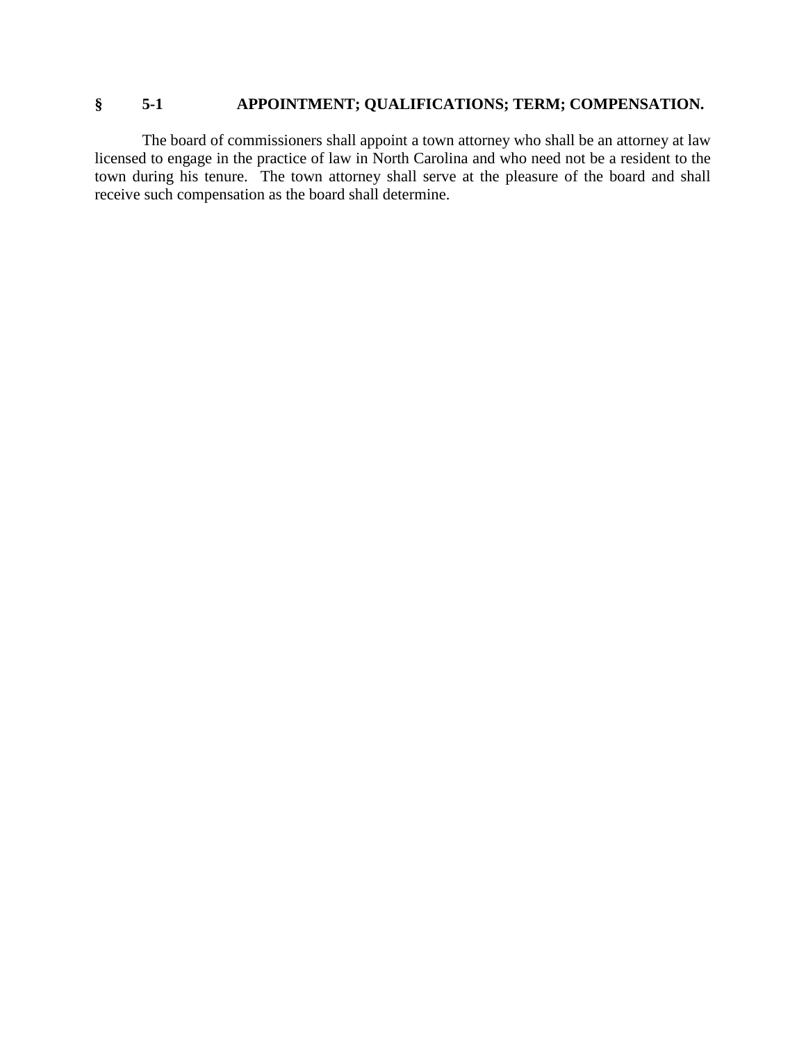## § 5-1 APPOINTMENT; QUALIFICATIONS; TERM; COMPENSATION.

The board of commissioners shall appoint a town attorney who shall be an attorney at law licensed to engage in the practice of law in North Carolina and who need not be a resident to the town during his tenure. The town attorney shall serve at the pleasure of the board and shall receive such compensation as the board shall determine.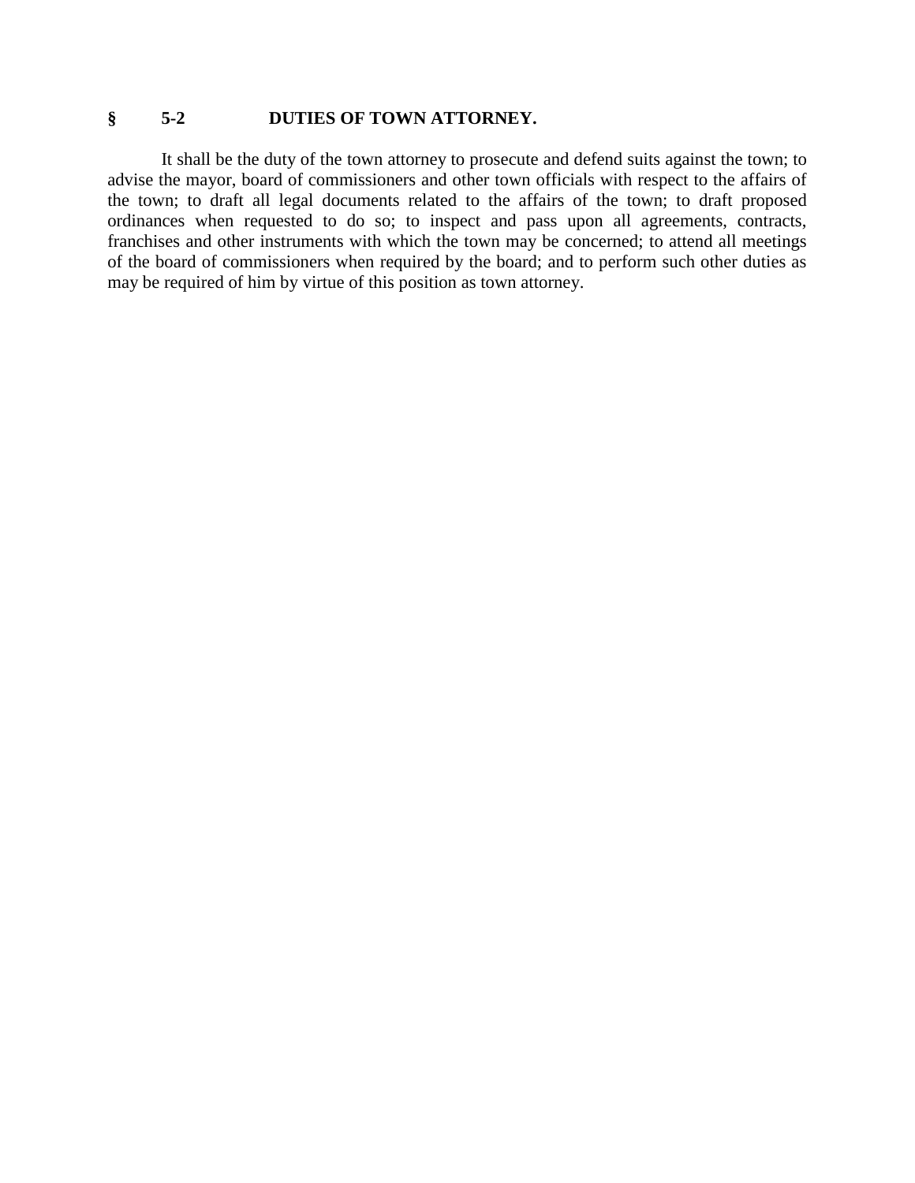## § 5-2 DUTIES OF TOWN ATTORNEY.

It shall be the duty of the town attorney to prosecute and defend suits against the town; to advise the mayor, board of commissioners and other town officials with respect to the affairs of the town; to draft all legal documents related to the affairs of the town; to draft proposed ordinances when requested to do so; to inspect and pass upon all agreements, contracts, franchises and other instruments with which the town may be concerned; to attend all meetings of the board of commissioners when required by the board; and to perform such other duties as may be required of him by virtue of this position as town attorney.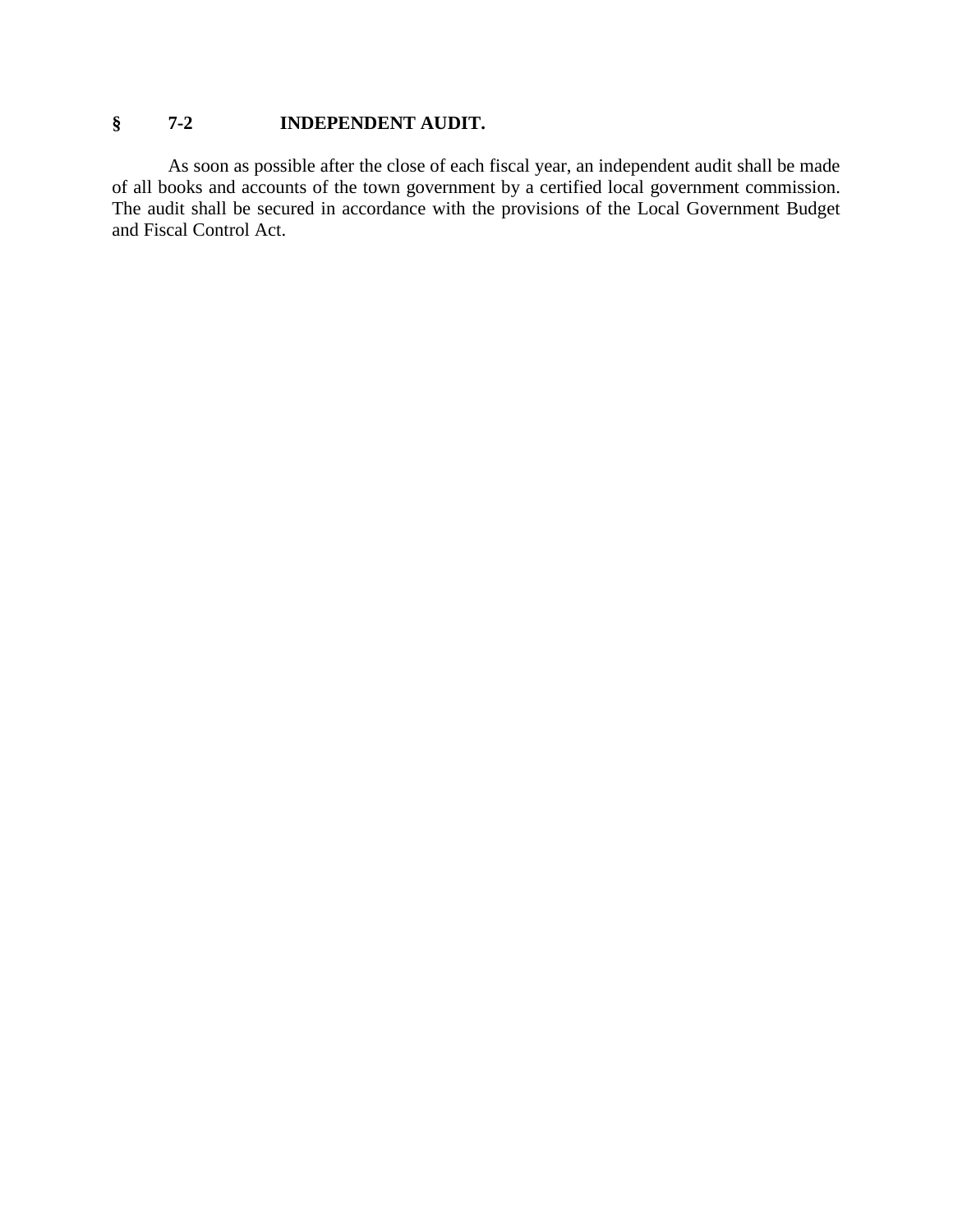## § 7-2 INDEPENDENT AUDIT.

As soon as possible after the close of each fiscal year, an independent audit shall be made of all books and accounts of the town government by a certified local government commission. The audit shall be secured in accordance with the provisions of the Local Government Budget and Fiscal Control Act.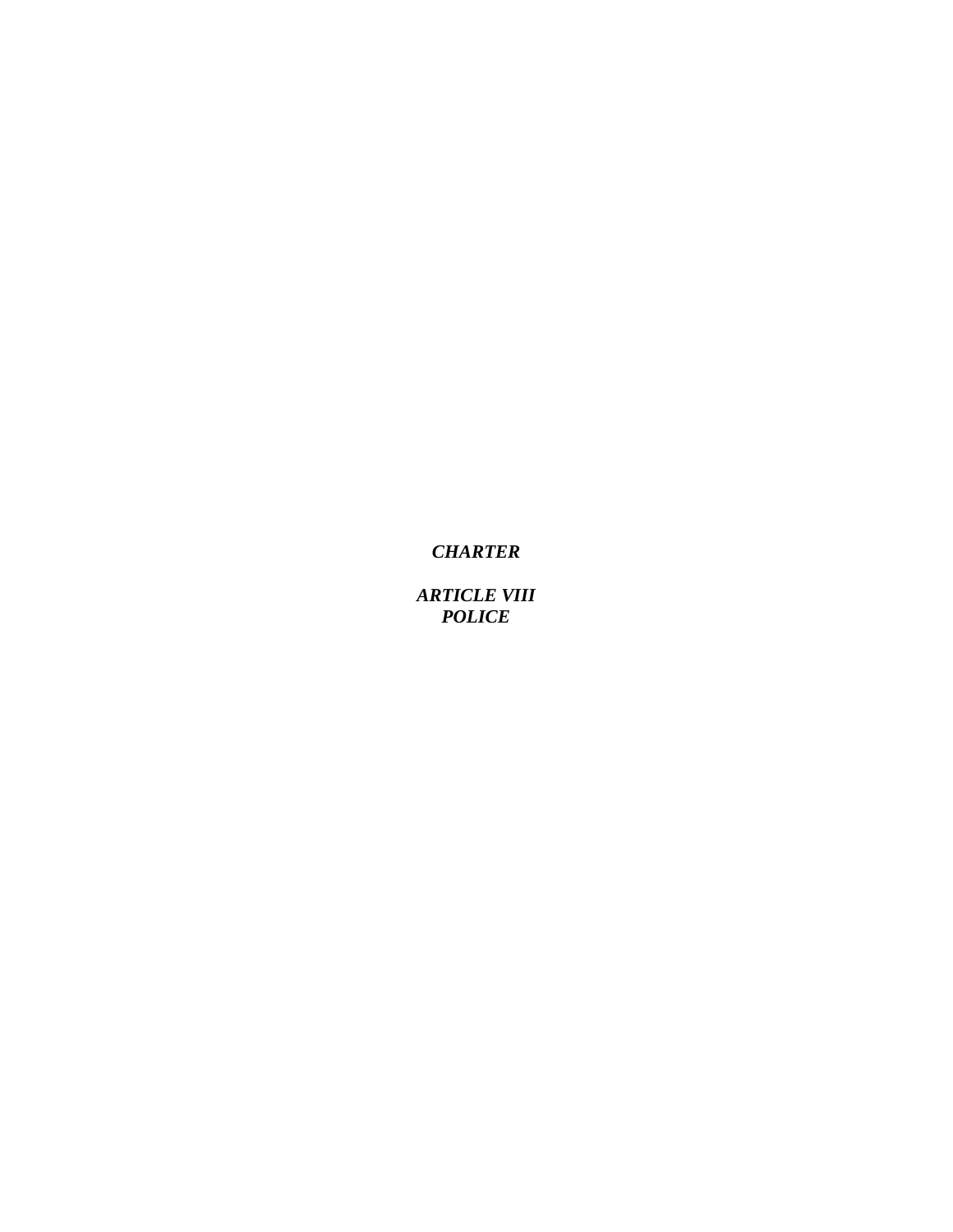***CHARTER***

***ARTICLE VIII***
***POLICE***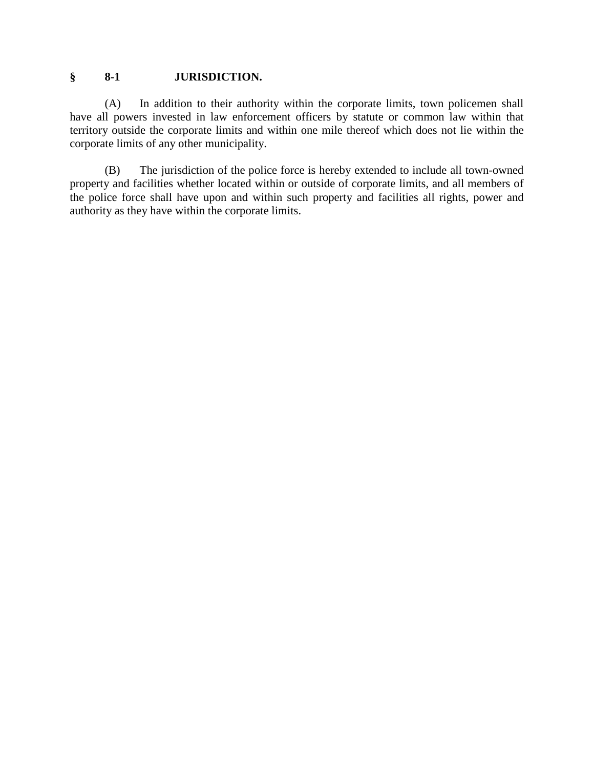## § 8-1 JURISDICTION.

(A) In addition to their authority within the corporate limits, town policemen shall have all powers invested in law enforcement officers by statute or common law within that territory outside the corporate limits and within one mile thereof which does not lie within the corporate limits of any other municipality.

(B) The jurisdiction of the police force is hereby extended to include all town-owned property and facilities whether located within or outside of corporate limits, and all members of the police force shall have upon and within such property and facilities all rights, power and authority as they have within the corporate limits.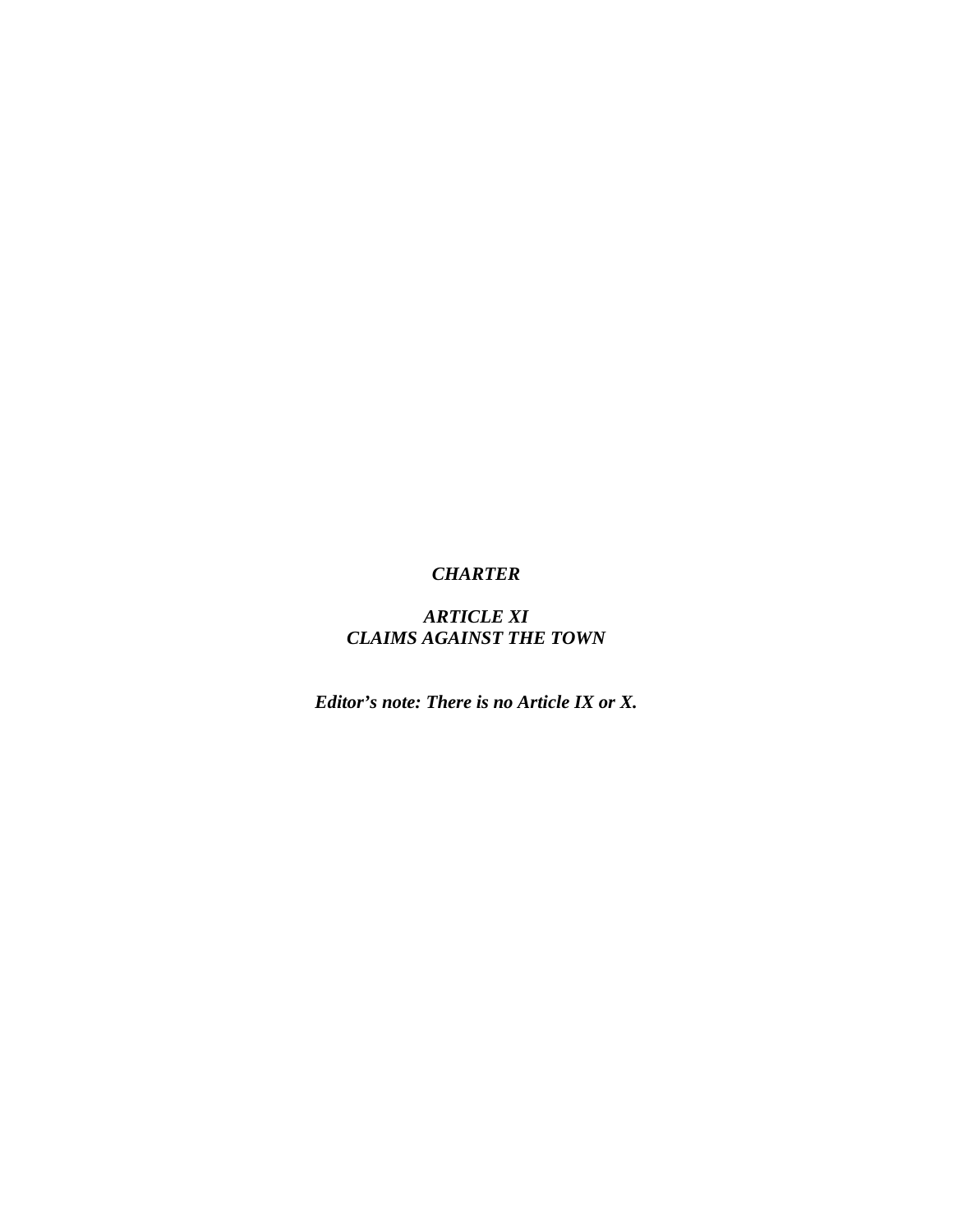# *CHARTER*

## *ARTICLE XI*
## *CLAIMS AGAINST THE TOWN*

***Editor's note: There is no Article IX or X.***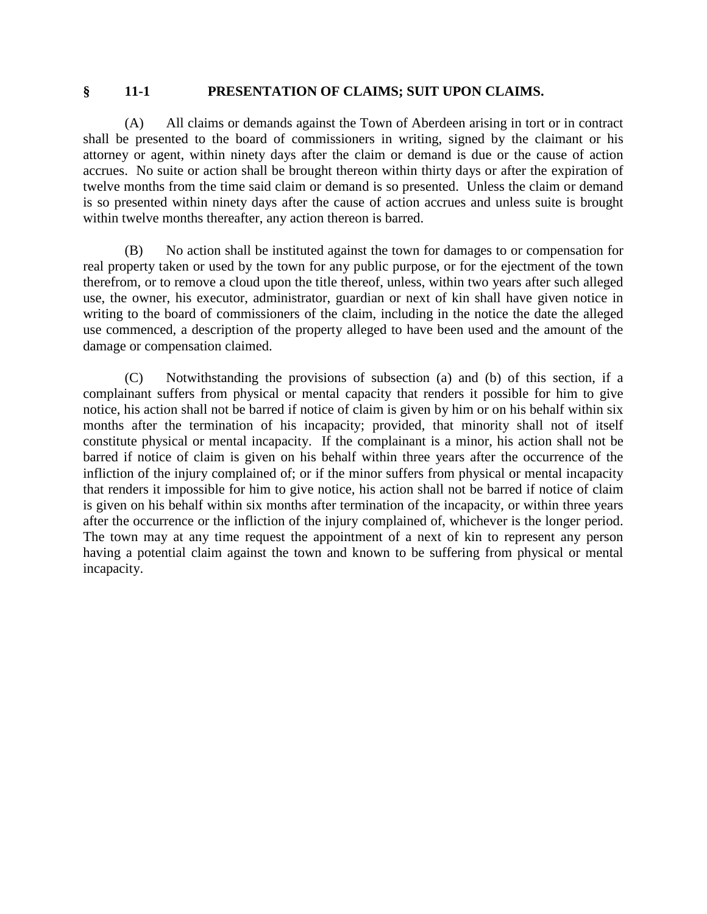## § 11-1 PRESENTATION OF CLAIMS; SUIT UPON CLAIMS.

(A) All claims or demands against the Town of Aberdeen arising in tort or in contract shall be presented to the board of commissioners in writing, signed by the claimant or his attorney or agent, within ninety days after the claim or demand is due or the cause of action accrues. No suite or action shall be brought thereon within thirty days or after the expiration of twelve months from the time said claim or demand is so presented. Unless the claim or demand is so presented within ninety days after the cause of action accrues and unless suite is brought within twelve months thereafter, any action thereon is barred.

(B) No action shall be instituted against the town for damages to or compensation for real property taken or used by the town for any public purpose, or for the ejectment of the town therefrom, or to remove a cloud upon the title thereof, unless, within two years after such alleged use, the owner, his executor, administrator, guardian or next of kin shall have given notice in writing to the board of commissioners of the claim, including in the notice the date the alleged use commenced, a description of the property alleged to have been used and the amount of the damage or compensation claimed.

(C) Notwithstanding the provisions of subsection (a) and (b) of this section, if a complainant suffers from physical or mental capacity that renders it possible for him to give notice, his action shall not be barred if notice of claim is given by him or on his behalf within six months after the termination of his incapacity; provided, that minority shall not of itself constitute physical or mental incapacity. If the complainant is a minor, his action shall not be barred if notice of claim is given on his behalf within three years after the occurrence of the infliction of the injury complained of; or if the minor suffers from physical or mental incapacity that renders it impossible for him to give notice, his action shall not be barred if notice of claim is given on his behalf within six months after termination of the incapacity, or within three years after the occurrence or the infliction of the injury complained of, whichever is the longer period. The town may at any time request the appointment of a next of kin to represent any person having a potential claim against the town and known to be suffering from physical or mental incapacity.